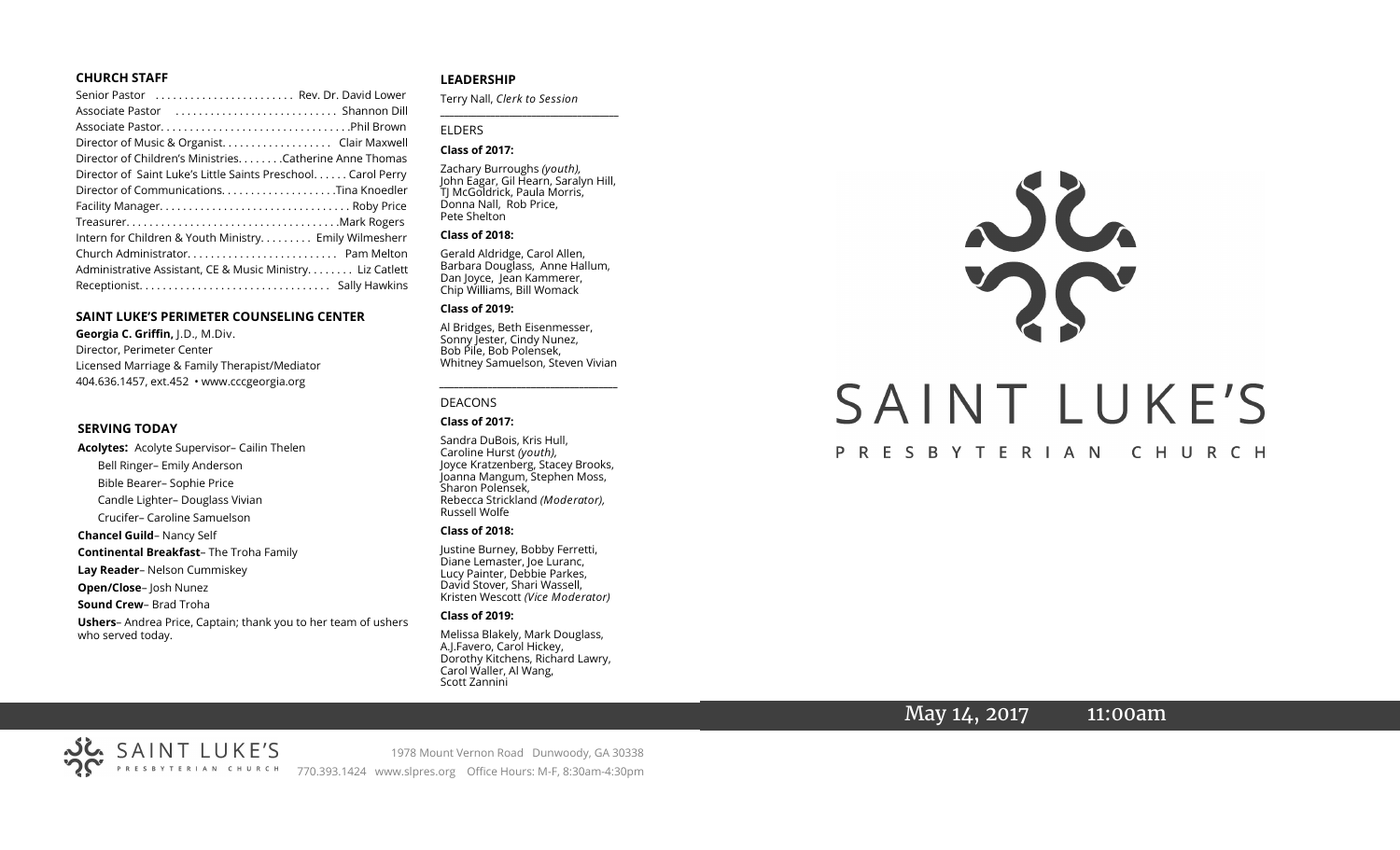## CHURCH STAFF

Senior Pastor ........................ Rev. Dr. David Lower
Associate Pastor ............................ Shannon Dill
Associate Pastor. ................................ Phil Brown
Director of Music & Organist. .................. Clair Maxwell
Director of Children's Ministries. ....... Catherine Anne Thomas
Director of Saint Luke's Little Saints Preschool. ..... Carol Perry
Director of Communications. ................... Tina Knoedler
Facility Manager. ................................ Roby Price
Treasurer. .................................... Mark Rogers
Intern for Children & Youth Ministry. ........ Emily Wilmesherr
Church Administrator. ......................... Pam Melton
Administrative Assistant, CE & Music Ministry. ....... Liz Catlett
Receptionist. ................................ Sally Hawkins

## SAINT LUKE'S PERIMETER COUNSELING CENTER

**Georgia C. Griffin,** J.D., M.Div.
Director, Perimeter Center
Licensed Marriage & Family Therapist/Mediator
404.636.1457, ext.452 • www.cccgeorgia.org

## SERVING TODAY

**Acolytes:** Acolyte Supervisor– Cailin Thelen
Bell Ringer– Emily Anderson
Bible Bearer– Sophie Price
Candle Lighter– Douglass Vivian
Crucifer– Caroline Samuelson

**Chancel Guild**– Nancy Self

**Continental Breakfast**– The Troha Family

**Lay Reader**– Nelson Cummiskey

**Open/Close**– Josh Nunez

**Sound Crew**– Brad Troha

**Ushers**– Andrea Price, Captain; thank you to her team of ushers who served today.

## LEADERSHIP

Terry Nall, *Clerk to Session*

### ELDERS

**Class of 2017:**

Zachary Burroughs *(youth)*, John Eagar, Gil Hearn, Saralyn Hill, TJ McGoldrick, Paula Morris, Donna Nall, Rob Price, Pete Shelton

**Class of 2018:**

Gerald Aldridge, Carol Allen, Barbara Douglass, Anne Hallum, Dan Joyce, Jean Kammerer, Chip Williams, Bill Womack

**Class of 2019:**

Al Bridges, Beth Eisenmesser, Sonny Jester, Cindy Nunez, Bob Pile, Bob Polensek, Whitney Samuelson, Steven Vivian

### DEACONS

**Class of 2017:**

Sandra DuBois, Kris Hull, Caroline Hurst *(youth)*, Joyce Kratzenberg, Stacey Brooks, Joanna Mangum, Stephen Moss, Sharon Polensek, Rebecca Strickland *(Moderator)*, Russell Wolfe

**Class of 2018:**

Justine Burney, Bobby Ferretti, Diane Lemaster, Joe Luranc, Lucy Painter, Debbie Parkes, David Stover, Shari Wassell, Kristen Wescott *(Vice Moderator)*

**Class of 2019:**

Melissa Blakely, Mark Douglass, A.J.Favero, Carol Hickey, Dorothy Kitchens, Richard Lawry, Carol Waller, Al Wang, Scott Zannini

# SAINT LUKE'S

PRESBYTERIAN CHURCH

May 14, 2017 11:00am

SAINT LUKE'S PRESBYTERIAN CHURCH

1978 Mount Vernon Road Dunwoody, GA 30338
770.393.1424 www.slpres.org Office Hours: M-F, 8:30am-4:30pm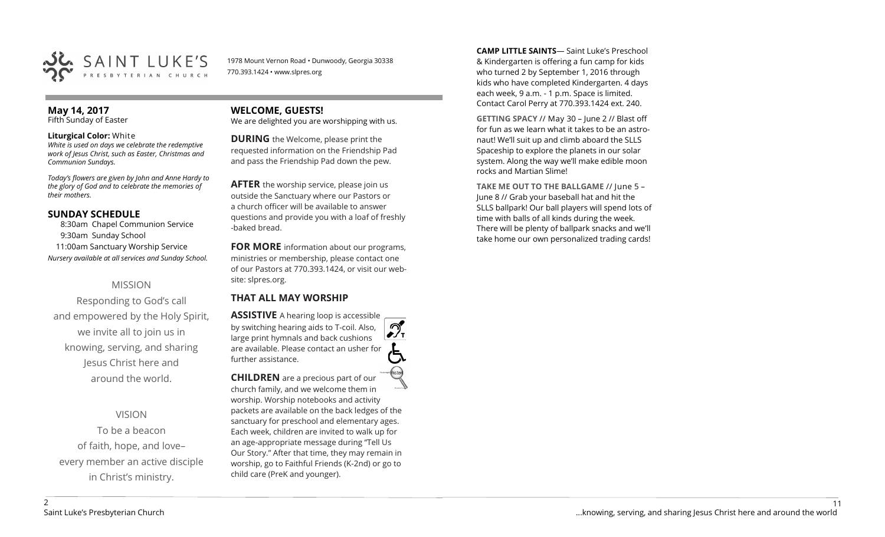SAINT LUKE'S
PRESBYTERIAN CHURCH

1978 Mount Vernon Road • Dunwoody, Georgia 30338
770.393.1424 • www.slpres.org

**May 14, 2017**
Fifth Sunday of Easter

**Liturgical Color:** White
*White is used on days we celebrate the redemptive work of Jesus Christ, such as Easter, Christmas and Communion Sundays.*

*Today's flowers are given by John and Anne Hardy to the glory of God and to celebrate the memories of their mothers.*

## SUNDAY SCHEDULE

8:30am Chapel Communion Service
9:30am Sunday School
11:00am Sanctuary Worship Service
*Nursery available at all services and Sunday School.*

MISSION

Responding to God's call
and empowered by the Holy Spirit,
we invite all to join us in
knowing, serving, and sharing
Jesus Christ here and
around the world.

VISION

To be a beacon
of faith, hope, and love–
every member an active disciple
in Christ's ministry.

## WELCOME, GUESTS!

We are delighted you are worshipping with us.

**DURING** the Welcome, please print the requested information on the Friendship Pad and pass the Friendship Pad down the pew.

**AFTER** the worship service, please join us outside the Sanctuary where our Pastors or a church officer will be available to answer questions and provide you with a loaf of freshly-baked bread.

**FOR MORE** information about our programs, ministries or membership, please contact one of our Pastors at 770.393.1424, or visit our website: slpres.org.

## THAT ALL MAY WORSHIP

**ASSISTIVE** A hearing loop is accessible by switching hearing aids to T-coil. Also, large print hymnals and back cushions are available. Please contact an usher for further assistance.

**CHILDREN** are a precious part of our church family, and we welcome them in worship. Worship notebooks and activity packets are available on the back ledges of the sanctuary for preschool and elementary ages. Each week, children are invited to walk up for an age-appropriate message during "Tell Us Our Story." After that time, they may remain in worship, go to Faithful Friends (K-2nd) or go to child care (PreK and younger).

**CAMP LITTLE SAINTS**— Saint Luke's Preschool & Kindergarten is offering a fun camp for kids who turned 2 by September 1, 2016 through kids who have completed Kindergarten. 4 days each week, 9 a.m. - 1 p.m. Space is limited. Contact Carol Perry at 770.393.1424 ext. 240.

**GETTING SPACY** // May 30 – June 2 // Blast off for fun as we learn what it takes to be an astronaut! We'll suit up and climb aboard the SLLS Spaceship to explore the planets in our solar system. Along the way we'll make edible moon rocks and Martian Slime!

**TAKE ME OUT TO THE BALLGAME** // June 5 – June 8 // Grab your baseball hat and hit the SLLS ballpark! Our ball players will spend lots of time with balls of all kinds during the week. There will be plenty of ballpark snacks and we'll take home our own personalized trading cards!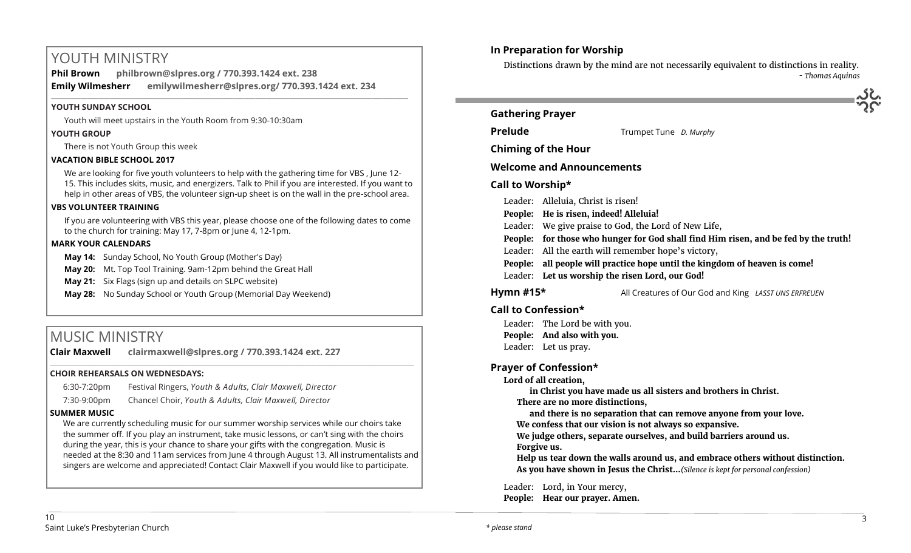# YOUTH MINISTRY

**Phil Brown** **philbrown@slpres.org / 770.393.1424 ext. 238**

**Emily Wilmesherr** **emilywilmesherr@slpres.org/ 770.393.1424 ext. 234**

### YOUTH SUNDAY SCHOOL

Youth will meet upstairs in the Youth Room from 9:30-10:30am

### YOUTH GROUP

There is not Youth Group this week

### VACATION BIBLE SCHOOL 2017

We are looking for five youth volunteers to help with the gathering time for VBS , June 12-15. This includes skits, music, and energizers. Talk to Phil if you are interested. If you want to help in other areas of VBS, the volunteer sign-up sheet is on the wall in the pre-school area.

### VBS VOLUNTEER TRAINING

If you are volunteering with VBS this year, please choose one of the following dates to come to the church for training: May 17, 7-8pm or June 4, 12-1pm.

### MARK YOUR CALENDARS

**May 14:** Sunday School, No Youth Group (Mother's Day)

**May 20:** Mt. Top Tool Training. 9am-12pm behind the Great Hall

**May 21:** Six Flags (sign up and details on SLPC website)

**May 28:** No Sunday School or Youth Group (Memorial Day Weekend)

# MUSIC MINISTRY

**Clair Maxwell** **clairmaxwell@slpres.org / 770.393.1424 ext. 227**

### CHOIR REHEARSALS ON WEDNESDAYS:

6:30-7:20pm Festival Ringers, *Youth & Adults, Clair Maxwell, Director*

7:30-9:00pm Chancel Choir, *Youth & Adults, Clair Maxwell, Director*

### SUMMER MUSIC

We are currently scheduling music for our summer worship services while our choirs take the summer off. If you play an instrument, take music lessons, or can't sing with the choirs during the year, this is your chance to share your gifts with the congregation. Music is needed at the 8:30 and 11am services from June 4 through August 13. All instrumentalists and singers are welcome and appreciated! Contact Clair Maxwell if you would like to participate.

## In Preparation for Worship

Distinctions drawn by the mind are not necessarily equivalent to distinctions in reality.

*- Thomas Aquinas*

## Gathering Prayer

**Prelude** Trumpet Tune *D. Murphy*

**Chiming of the Hour**

**Welcome and Announcements**

**Call to Worship\***

Leader: Alleluia, Christ is risen!

**People: He is risen, indeed! Alleluia!**

Leader: We give praise to God, the Lord of New Life,

**People: for those who hunger for God shall find Him risen, and be fed by the truth!**

Leader: All the earth will remember hope's victory,

**People: all people will practice hope until the kingdom of heaven is come!**

Leader: **Let us worship the risen Lord, our God!**

**Hymn #15\*** All Creatures of Our God and King *LASST UNS ERFREUEN*

**Call to Confession\***

Leader: The Lord be with you.

**People: And also with you.**

Leader: Let us pray.

**Prayer of Confession\***

**Lord of all creation,**
**in Christ you have made us all sisters and brothers in Christ.**
**There are no more distinctions,**
**and there is no separation that can remove anyone from your love.**
**We confess that our vision is not always so expansive.**
**We judge others, separate ourselves, and build barriers around us.**
**Forgive us.**
**Help us tear down the walls around us, and embrace others without distinction.**
**As you have shown in Jesus the Christ…***(Silence is kept for personal confession)*

Leader: Lord, in Your mercy,

**People: Hear our prayer. Amen.**

*\* please stand*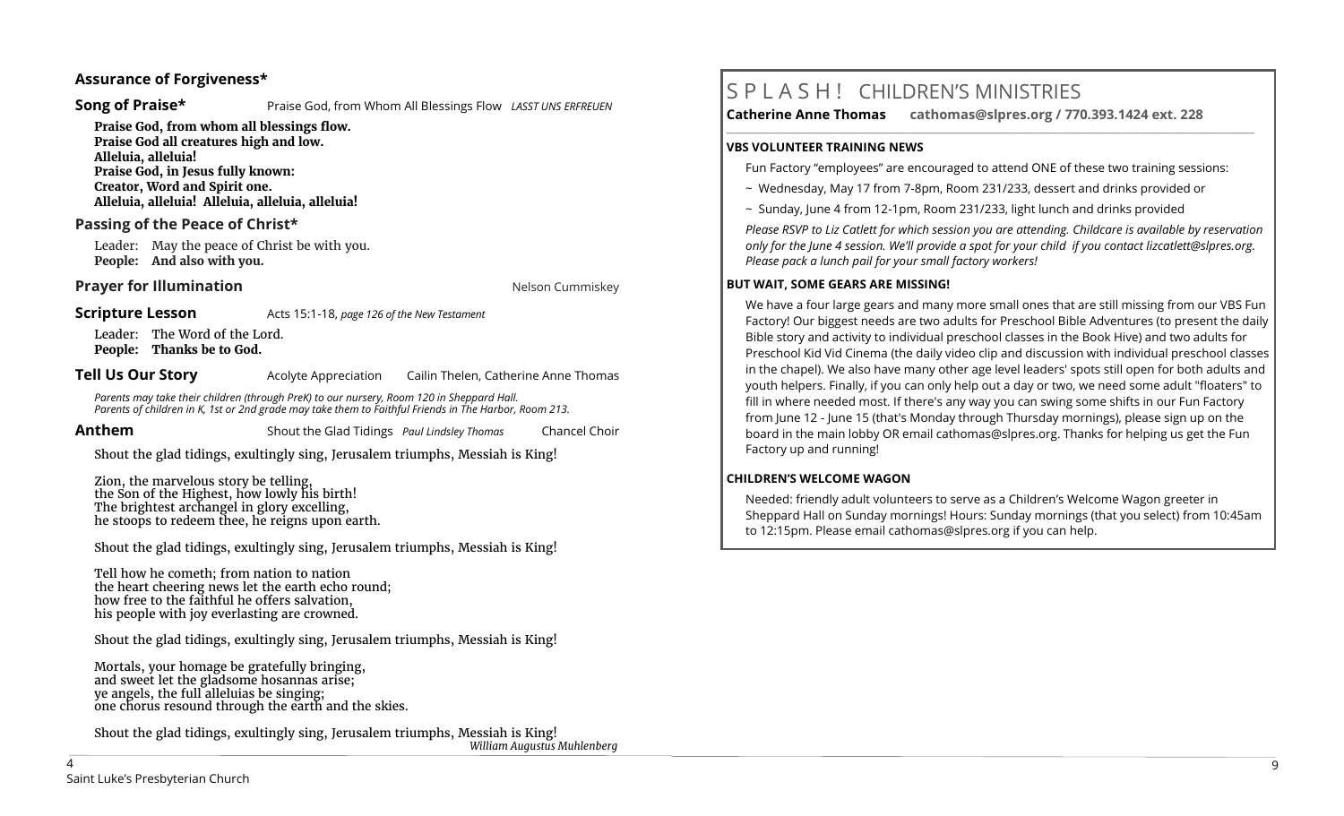### Assurance of Forgiveness*

**Song of Praise*** Praise God, from Whom All Blessings Flow *LASST UNS ERFREUEN*

**Praise God, from whom all blessings flow.**
**Praise God all creatures high and low.**
**Alleluia, alleluia!**
**Praise God, in Jesus fully known:**
**Creator, Word and Spirit one.**
**Alleluia, alleluia! Alleluia, alleluia, alleluia!**

### Passing of the Peace of Christ*

Leader: May the peace of Christ be with you.
**People: And also with you.**

**Prayer for Illumination** Nelson Cummiskey

**Scripture Lesson** Acts 15:1-18, *page 126 of the New Testament*

Leader: The Word of the Lord.
**People: Thanks be to God.**

**Tell Us Our Story** Acolyte Appreciation Cailin Thelen, Catherine Anne Thomas

*Parents may take their children (through PreK) to our nursery, Room 120 in Sheppard Hall.*
*Parents of children in K, 1st or 2nd grade may take them to Faithful Friends in The Harbor, Room 213.*

**Anthem** Shout the Glad Tidings *Paul Lindsley Thomas* Chancel Choir

Shout the glad tidings, exultingly sing, Jerusalem triumphs, Messiah is King!

Zion, the marvelous story be telling,
the Son of the Highest, how lowly his birth!
The brightest archangel in glory excelling,
he stoops to redeem thee, he reigns upon earth.

Shout the glad tidings, exultingly sing, Jerusalem triumphs, Messiah is King!

Tell how he cometh; from nation to nation
the heart cheering news let the earth echo round;
how free to the faithful he offers salvation,
his people with joy everlasting are crowned.

Shout the glad tidings, exultingly sing, Jerusalem triumphs, Messiah is King!

Mortals, your homage be gratefully bringing,
and sweet let the gladsome hosannas arise;
ye angels, the full alleluias be singing;
one chorus resound through the earth and the skies.

Shout the glad tidings, exultingly sing, Jerusalem triumphs, Messiah is King!

*William Augustus Muhlenberg*

## S P L A S H ! CHILDREN'S MINISTRIES

**Catherine Anne Thomas cathomas@slpres.org / 770.393.1424 ext. 228**

**VBS VOLUNTEER TRAINING NEWS**

Fun Factory "employees" are encouraged to attend ONE of these two training sessions:

~ Wednesday, May 17 from 7-8pm, Room 231/233, dessert and drinks provided or

~ Sunday, June 4 from 12-1pm, Room 231/233, light lunch and drinks provided

*Please RSVP to Liz Catlett for which session you are attending. Childcare is available by reservation only for the June 4 session. We'll provide a spot for your child if you contact lizcatlett@slpres.org. Please pack a lunch pail for your small factory workers!*

**BUT WAIT, SOME GEARS ARE MISSING!**

We have a four large gears and many more small ones that are still missing from our VBS Fun Factory! Our biggest needs are two adults for Preschool Bible Adventures (to present the daily Bible story and activity to individual preschool classes in the Book Hive) and two adults for Preschool Kid Vid Cinema (the daily video clip and discussion with individual preschool classes in the chapel). We also have many other age level leaders' spots still open for both adults and youth helpers. Finally, if you can only help out a day or two, we need some adult "floaters" to fill in where needed most. If there's any way you can swing some shifts in our Fun Factory from June 12 - June 15 (that's Monday through Thursday mornings), please sign up on the board in the main lobby OR email cathomas@slpres.org. Thanks for helping us get the Fun Factory up and running!

**CHILDREN'S WELCOME WAGON**

Needed: friendly adult volunteers to serve as a Children's Welcome Wagon greeter in Sheppard Hall on Sunday mornings! Hours: Sunday mornings (that you select) from 10:45am to 12:15pm. Please email cathomas@slpres.org if you can help.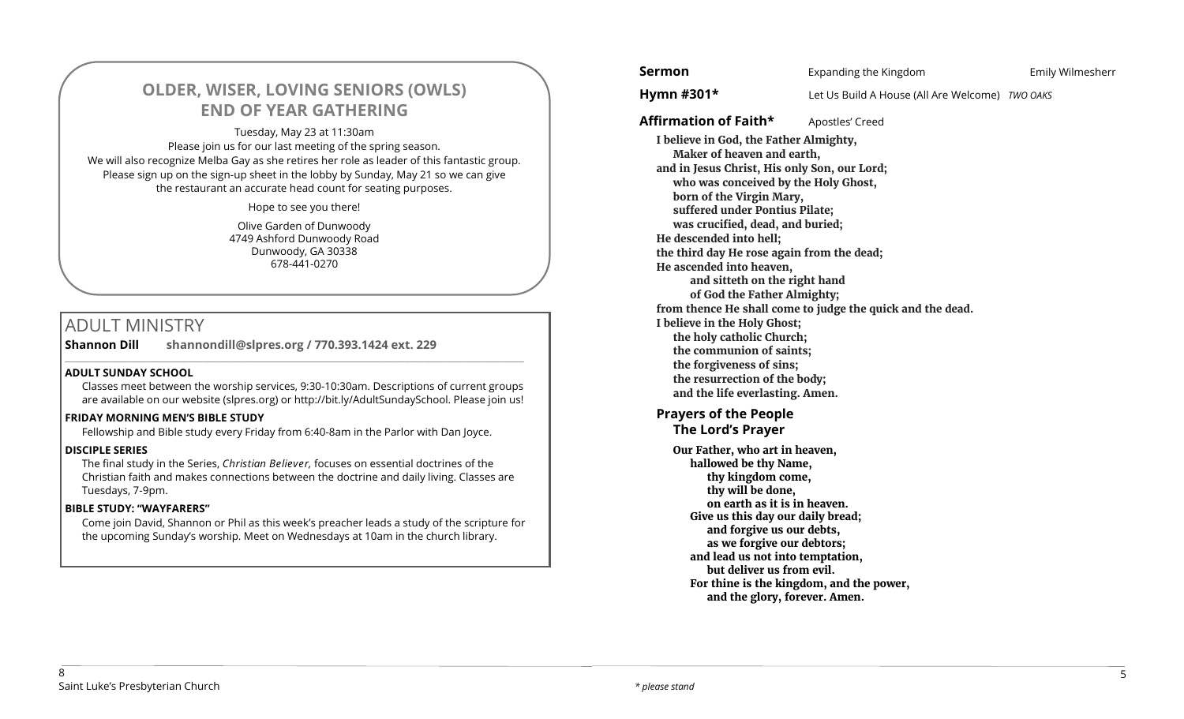## OLDER, WISER, LOVING SENIORS (OWLS) END OF YEAR GATHERING

Tuesday, May 23 at 11:30am

Please join us for our last meeting of the spring season.
We will also recognize Melba Gay as she retires her role as leader of this fantastic group.
Please sign up on the sign-up sheet in the lobby by Sunday, May 21 so we can give the restaurant an accurate head count for seating purposes.

Hope to see you there!

Olive Garden of Dunwoody
4749 Ashford Dunwoody Road
Dunwoody, GA 30338
678-441-0270

## ADULT MINISTRY

**Shannon Dill shannondill@slpres.org / 770.393.1424 ext. 229**

### ADULT SUNDAY SCHOOL

Classes meet between the worship services, 9:30-10:30am. Descriptions of current groups are available on our website (slpres.org) or http://bit.ly/AdultSundaySchool. Please join us!

### FRIDAY MORNING MEN'S BIBLE STUDY

Fellowship and Bible study every Friday from 6:40-8am in the Parlor with Dan Joyce.

### DISCIPLE SERIES

The final study in the Series, *Christian Believer,* focuses on essential doctrines of the Christian faith and makes connections between the doctrine and daily living. Classes are Tuesdays, 7-9pm.

### BIBLE STUDY: "WAYFARERS"

Come join David, Shannon or Phil as this week's preacher leads a study of the scripture for the upcoming Sunday's worship. Meet on Wednesdays at 10am in the church library.

**Sermon** Expanding the Kingdom Emily Wilmesherr

**Hymn #301*** Let Us Build A House (All Are Welcome) *TWO OAKS*

**Affirmation of Faith*** Apostles' Creed

**I believe in God, the Father Almighty,
Maker of heaven and earth,
and in Jesus Christ, His only Son, our Lord;
who was conceived by the Holy Ghost,
born of the Virgin Mary,
suffered under Pontius Pilate;
was crucified, dead, and buried;
He descended into hell;
the third day He rose again from the dead;
He ascended into heaven,
and sitteth on the right hand
of God the Father Almighty;
from thence He shall come to judge the quick and the dead.
I believe in the Holy Ghost;
the holy catholic Church;
the communion of saints;
the forgiveness of sins;
the resurrection of the body;
and the life everlasting. Amen.**

**Prayers of the People**
**The Lord's Prayer**

**Our Father, who art in heaven,
hallowed be thy Name,
thy kingdom come,
thy will be done,
on earth as it is in heaven.
Give us this day our daily bread;
and forgive us our debts,
as we forgive our debtors;
and lead us not into temptation,
but deliver us from evil.
For thine is the kingdom, and the power,
and the glory, forever. Amen.**

*\* please stand*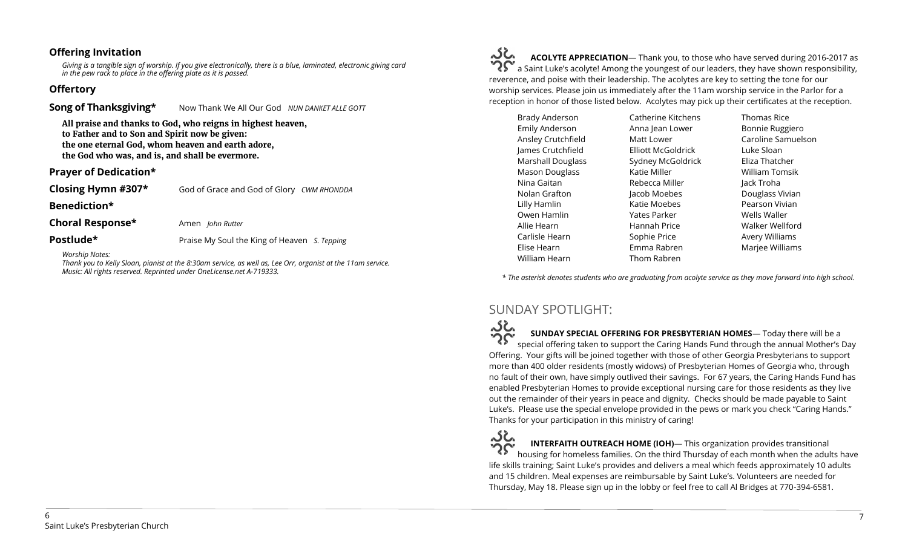## Offering Invitation

*Giving is a tangible sign of worship. If you give electronically, there is a blue, laminated, electronic giving card in the pew rack to place in the offering plate as it is passed.*

## Offertory

**Song of Thanksgiving*** Now Thank We All Our God *NUN DANKET ALLE GOTT*

**All praise and thanks to God, who reigns in highest heaven,**
**to Father and to Son and Spirit now be given:**
**the one eternal God, whom heaven and earth adore,**
**the God who was, and is, and shall be evermore.**

**Prayer of Dedication***

**Closing Hymn #307*** God of Grace and God of Glory *CWM RHONDDA*

**Benediction***

**Choral Response*** Amen *John Rutter*

**Postlude*** Praise My Soul the King of Heaven *S. Tepping*

*Worship Notes:*
*Thank you to Kelly Sloan, pianist at the 8:30am service, as well as, Lee Orr, organist at the 11am service.*
*Music: All rights reserved. Reprinted under OneLicense.net A-719333.*

**ACOLYTE APPRECIATION**— Thank you, to those who have served during 2016-2017 as a Saint Luke's acolyte! Among the youngest of our leaders, they have shown responsibility, reverence, and poise with their leadership. The acolytes are key to setting the tone for our worship services. Please join us immediately after the 11am worship service in the Parlor for a reception in honor of those listed below. Acolytes may pick up their certificates at the reception.

| | | |
|---|---|---|
| Brady Anderson | Catherine Kitchens | Thomas Rice |
| Emily Anderson | Anna Jean Lower | Bonnie Ruggiero |
| Ansley Crutchfield | Matt Lower | Caroline Samuelson |
| James Crutchfield | Elliott McGoldrick | Luke Sloan |
| Marshall Douglass | Sydney McGoldrick | Eliza Thatcher |
| Mason Douglass | Katie Miller | William Tomsik |
| Nina Gaitan | Rebecca Miller | Jack Troha |
| Nolan Grafton | Jacob Moebes | Douglass Vivian |
| Lilly Hamlin | Katie Moebes | Pearson Vivian |
| Owen Hamlin | Yates Parker | Wells Waller |
| Allie Hearn | Hannah Price | Walker Wellford |
| Carlisle Hearn | Sophie Price | Avery Williams |
| Elise Hearn | Emma Rabren | Marjee Williams |
| William Hearn | Thom Rabren | |

*\* The asterisk denotes students who are graduating from acolyte service as they move forward into high school.*

## SUNDAY SPOTLIGHT:

**SUNDAY SPECIAL OFFERING FOR PRESBYTERIAN HOMES**— Today there will be a special offering taken to support the Caring Hands Fund through the annual Mother's Day Offering. Your gifts will be joined together with those of other Georgia Presbyterians to support more than 400 older residents (mostly widows) of Presbyterian Homes of Georgia who, through no fault of their own, have simply outlived their savings. For 67 years, the Caring Hands Fund has enabled Presbyterian Homes to provide exceptional nursing care for those residents as they live out the remainder of their years in peace and dignity. Checks should be made payable to Saint Luke's. Please use the special envelope provided in the pews or mark you check "Caring Hands." Thanks for your participation in this ministry of caring!

**INTERFAITH OUTREACH HOME (IOH)**— This organization provides transitional housing for homeless families. On the third Thursday of each month when the adults have life skills training; Saint Luke's provides and delivers a meal which feeds approximately 10 adults and 15 children. Meal expenses are reimbursable by Saint Luke's. Volunteers are needed for Thursday, May 18. Please sign up in the lobby or feel free to call Al Bridges at 770-394-6581.